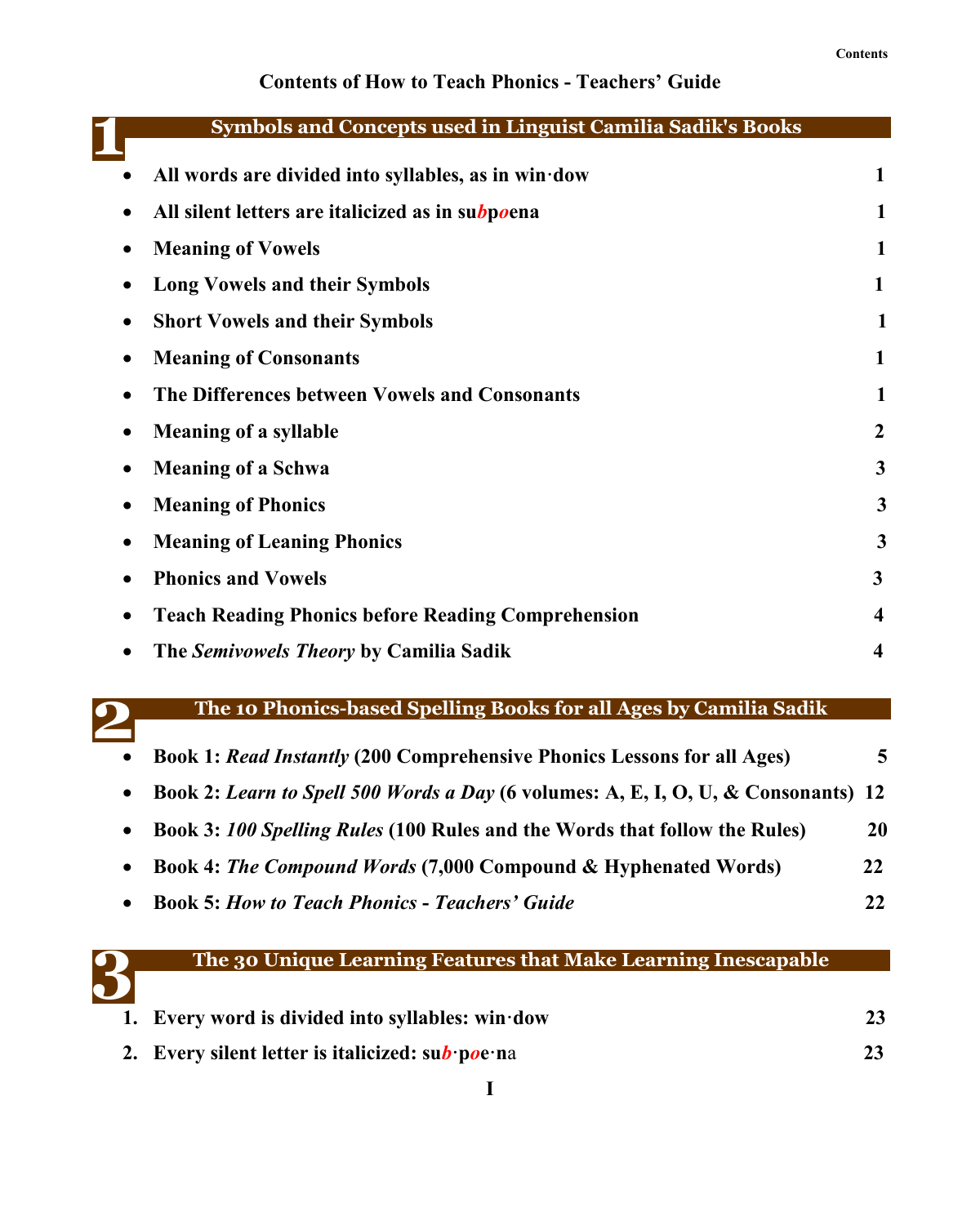# Contents of How to Teach Phonics - Teachers' Guide

## 1 Symbols and Concepts used in Linguist Camilia Sadik's Books

- All words are divided into syllables, as in win·dow 1
- All silent letters are italicized as in su*b*p*o*ena 1
- Meaning of Vowels 1
- Long Vowels and their Symbols 1
- Short Vowels and their Symbols 1
- Meaning of Consonants 1
- The Differences between Vowels and Consonants 1
- Meaning of a syllable 2
- Meaning of a Schwa 3
- Meaning of Phonics 3
- Meaning of Leaning Phonics 3
- Phonics and Vowels 3
- Teach Reading Phonics before Reading Comprehension 4
- The *Semivowels Theory* by Camilia Sadik 4

## 2 The 10 Phonics-based Spelling Books for all Ages by Camilia Sadik

- Book 1: *Read Instantly* (200 Comprehensive Phonics Lessons for all Ages) 5
- Book 2: *Learn to Spell 500 Words a Day* (6 volumes: A, E, I, O, U, & Consonants) 12
- Book 3: *100 Spelling Rules* (100 Rules and the Words that follow the Rules) 20
- Book 4: *The Compound Words* (7,000 Compound & Hyphenated Words) 22
- Book 5: *How to Teach Phonics - Teachers' Guide* 22

## 3 The 30 Unique Learning Features that Make Learning Inescapable

1. Every word is divided into syllables: win·dow 23
2. Every silent letter is italicized: su*b*·p*o*e·na 23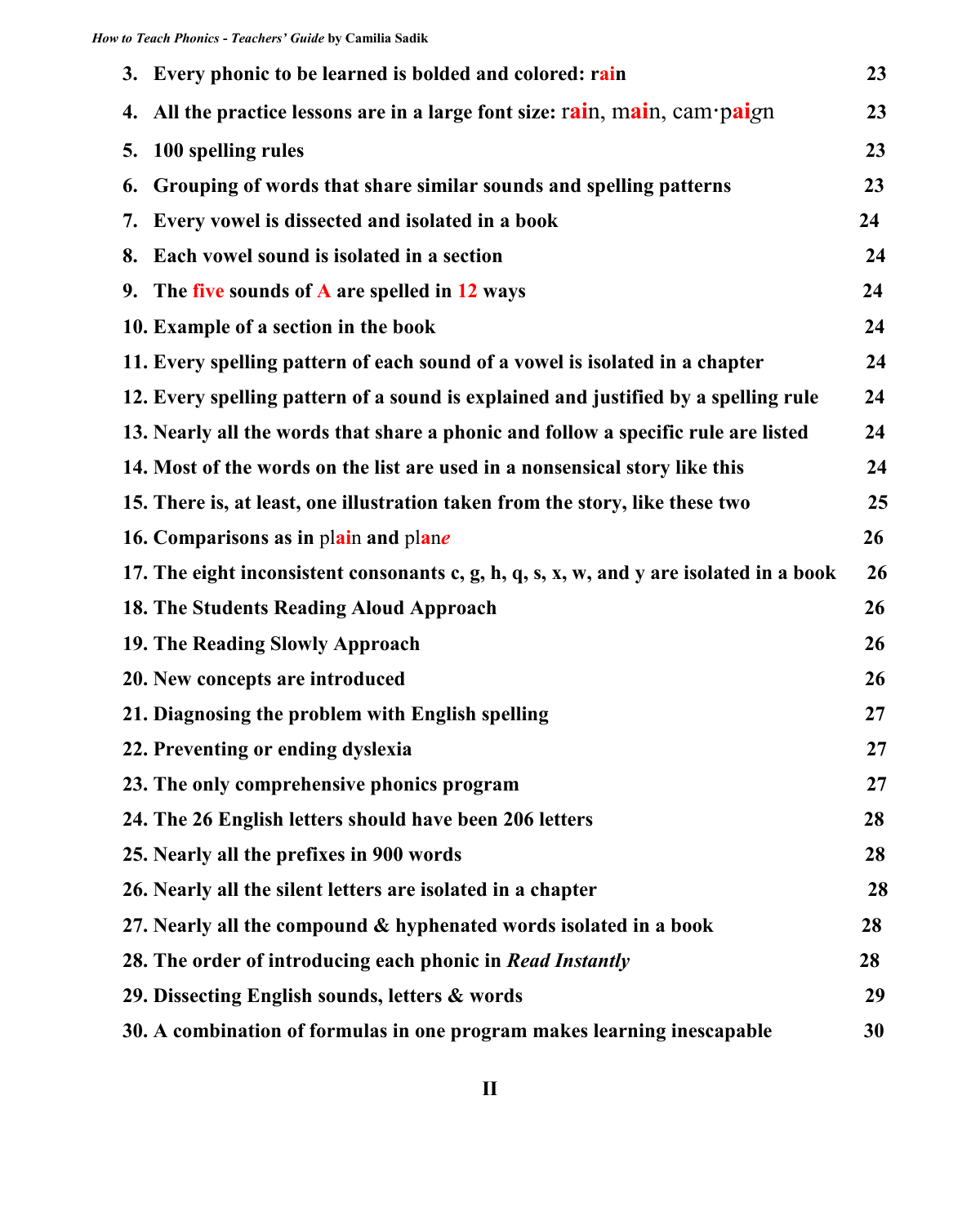3. **Every phonic to be learned is bolded and colored: rain** 23
4. **All the practice lessons are in a large font size:** rain, main, cam·paign **23**
5. **100 spelling rules** **23**
6. **Grouping of words that share similar sounds and spelling patterns** **23**
7. **Every vowel is dissected and isolated in a book** **24**
8. **Each vowel sound is isolated in a section** **24**
9. **The five sounds of A are spelled in 12 ways** **24**
10. **Example of a section in the book** **24**
11. **Every spelling pattern of each sound of a vowel is isolated in a chapter** **24**
12. **Every spelling pattern of a sound is explained and justified by a spelling rule** **24**
13. **Nearly all the words that share a phonic and follow a specific rule are listed** **24**
14. **Most of the words on the list are used in a nonsensical story like this** **24**
15. **There is, at least, one illustration taken from the story, like these two** **25**
16. **Comparisons as in** pl**ai**n **and** pl**a**n*e* **26**
17. **The eight inconsistent consonants c, g, h, q, s, x, w, and y are isolated in a book** **26**
18. **The Students Reading Aloud Approach** **26**
19. **The Reading Slowly Approach** **26**
20. **New concepts are introduced** **26**
21. **Diagnosing the problem with English spelling** **27**
22. **Preventing or ending dyslexia** **27**
23. **The only comprehensive phonics program** **27**
24. **The 26 English letters should have been 206 letters** **28**
25. **Nearly all the prefixes in 900 words** **28**
26. **Nearly all the silent letters are isolated in a chapter** **28**
27. **Nearly all the compound & hyphenated words isolated in a book** **28**
28. **The order of introducing each phonic in *Read Instantly*** **28**
29. **Dissecting English sounds, letters & words** **29**
30. **A combination of formulas in one program makes learning inescapable** **30**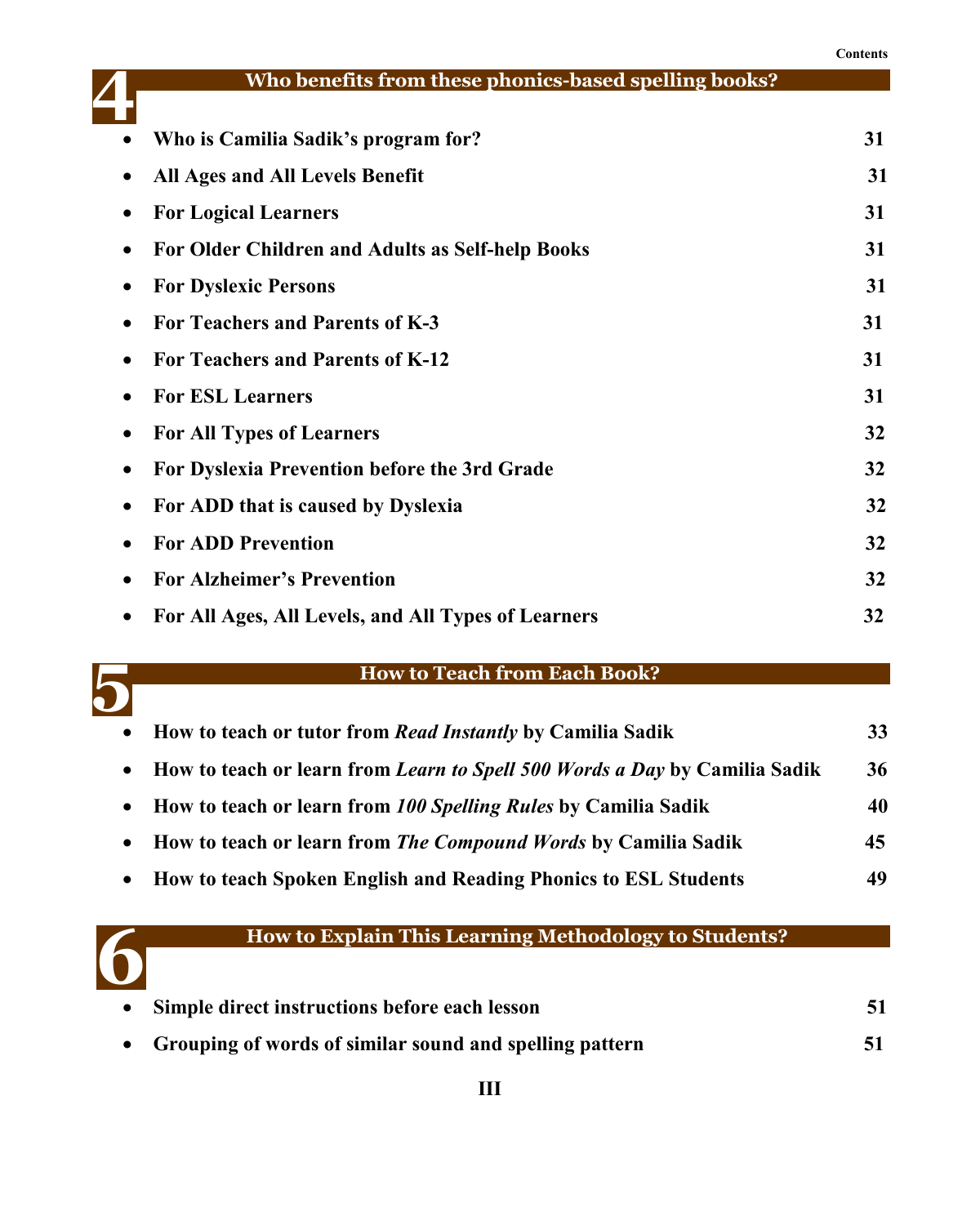## 4 Who benefits from these phonics-based spelling books?

- **Who is Camilia Sadik's program for?** 31
- **All Ages and All Levels Benefit** 31
- **For Logical Learners** 31
- **For Older Children and Adults as Self-help Books** 31
- **For Dyslexic Persons** 31
- **For Teachers and Parents of K-3** 31
- **For Teachers and Parents of K-12** 31
- **For ESL Learners** 31
- **For All Types of Learners** 32
- **For Dyslexia Prevention before the 3rd Grade** 32
- **For ADD that is caused by Dyslexia** 32
- **For ADD Prevention** 32
- **For Alzheimer's Prevention** 32
- **For All Ages, All Levels, and All Types of Learners** 32

## 5 How to Teach from Each Book?

- **How to teach or tutor from *Read Instantly* by Camilia Sadik** 33
- **How to teach or learn from *Learn to Spell 500 Words a Day* by Camilia Sadik** 36
- **How to teach or learn from *100 Spelling Rules* by Camilia Sadik** 40
- **How to teach or learn from *The Compound Words* by Camilia Sadik** 45
- **How to teach Spoken English and Reading Phonics to ESL Students** 49

## 6 How to Explain This Learning Methodology to Students?

- **Simple direct instructions before each lesson** 51
- **Grouping of words of similar sound and spelling pattern** 51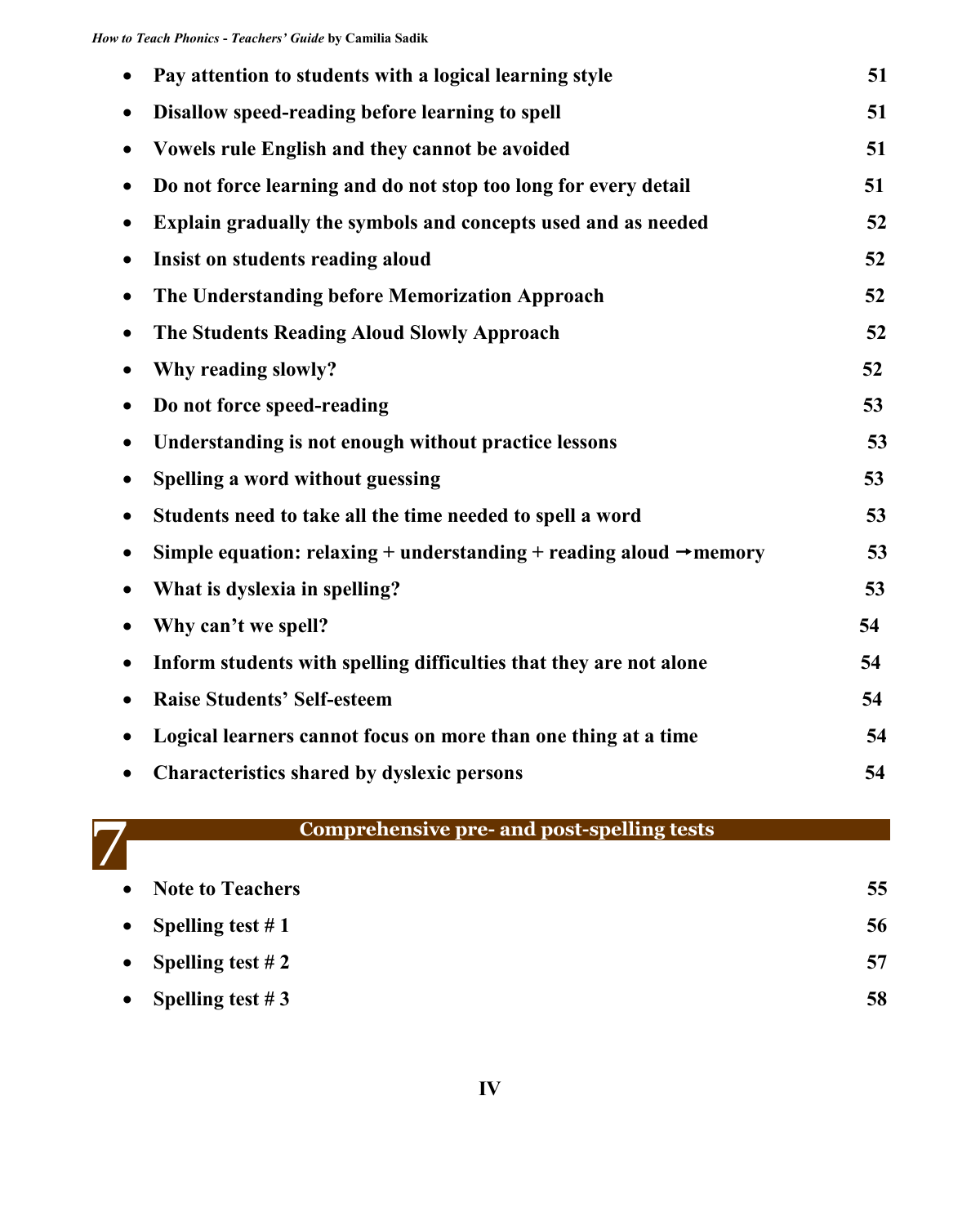- **Pay attention to students with a logical learning style** 51
- **Disallow speed-reading before learning to spell** 51
- **Vowels rule English and they cannot be avoided** 51
- **Do not force learning and do not stop too long for every detail** 51
- **Explain gradually the symbols and concepts used and as needed** 52
- **Insist on students reading aloud** 52
- **The Understanding before Memorization Approach** 52
- **The Students Reading Aloud Slowly Approach** 52
- **Why reading slowly?** 52
- **Do not force speed-reading** 53
- **Understanding is not enough without practice lessons** 53
- **Spelling a word without guessing** 53
- **Students need to take all the time needed to spell a word** 53
- **Simple equation: relaxing + understanding + reading aloud →memory** 53
- **What is dyslexia in spelling?** 53
- **Why can't we spell?** 54
- **Inform students with spelling difficulties that they are not alone** 54
- **Raise Students' Self-esteem** 54
- **Logical learners cannot focus on more than one thing at a time** 54
- **Characteristics shared by dyslexic persons** 54

## 7 Comprehensive pre- and post-spelling tests

- **Note to Teachers** 55
- **Spelling test # 1** 56
- **Spelling test # 2** 57
- **Spelling test # 3** 58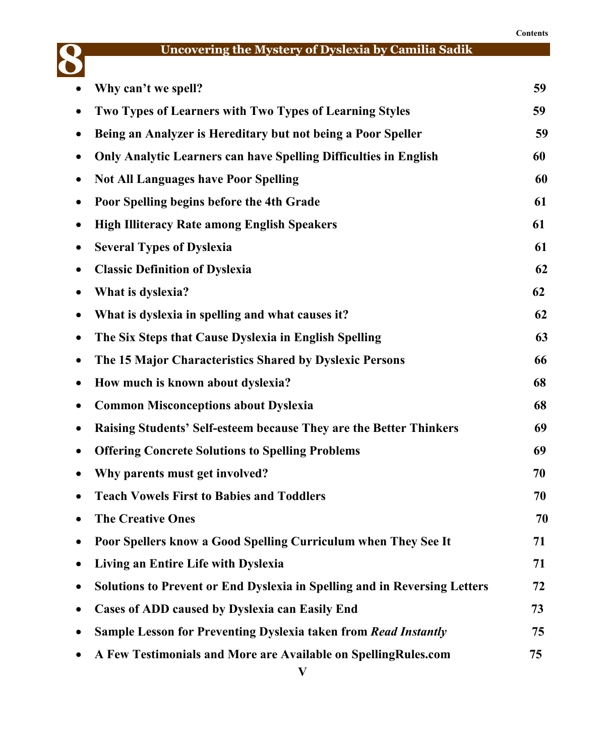## 8 Uncovering the Mystery of Dyslexia by Camilia Sadik

- **Why can't we spell?** 59
- **Two Types of Learners with Two Types of Learning Styles** 59
- **Being an Analyzer is Hereditary but not being a Poor Speller** 59
- **Only Analytic Learners can have Spelling Difficulties in English** 60
- **Not All Languages have Poor Spelling** 60
- **Poor Spelling begins before the 4th Grade** 61
- **High Illiteracy Rate among English Speakers** 61
- **Several Types of Dyslexia** 61
- **Classic Definition of Dyslexia** 62
- **What is dyslexia?** 62
- **What is dyslexia in spelling and what causes it?** 62
- **The Six Steps that Cause Dyslexia in English Spelling** 63
- **The 15 Major Characteristics Shared by Dyslexic Persons** 66
- **How much is known about dyslexia?** 68
- **Common Misconceptions about Dyslexia** 68
- **Raising Students' Self-esteem because They are the Better Thinkers** 69
- **Offering Concrete Solutions to Spelling Problems** 69
- **Why parents must get involved?** 70
- **Teach Vowels First to Babies and Toddlers** 70
- **The Creative Ones** 70
- **Poor Spellers know a Good Spelling Curriculum when They See It** 71
- **Living an Entire Life with Dyslexia** 71
- **Solutions to Prevent or End Dyslexia in Spelling and in Reversing Letters** 72
- **Cases of ADD caused by Dyslexia can Easily End** 73
- **Sample Lesson for Preventing Dyslexia taken from *Read Instantly*** 75
- **A Few Testimonials and More are Available on SpellingRules.com** 75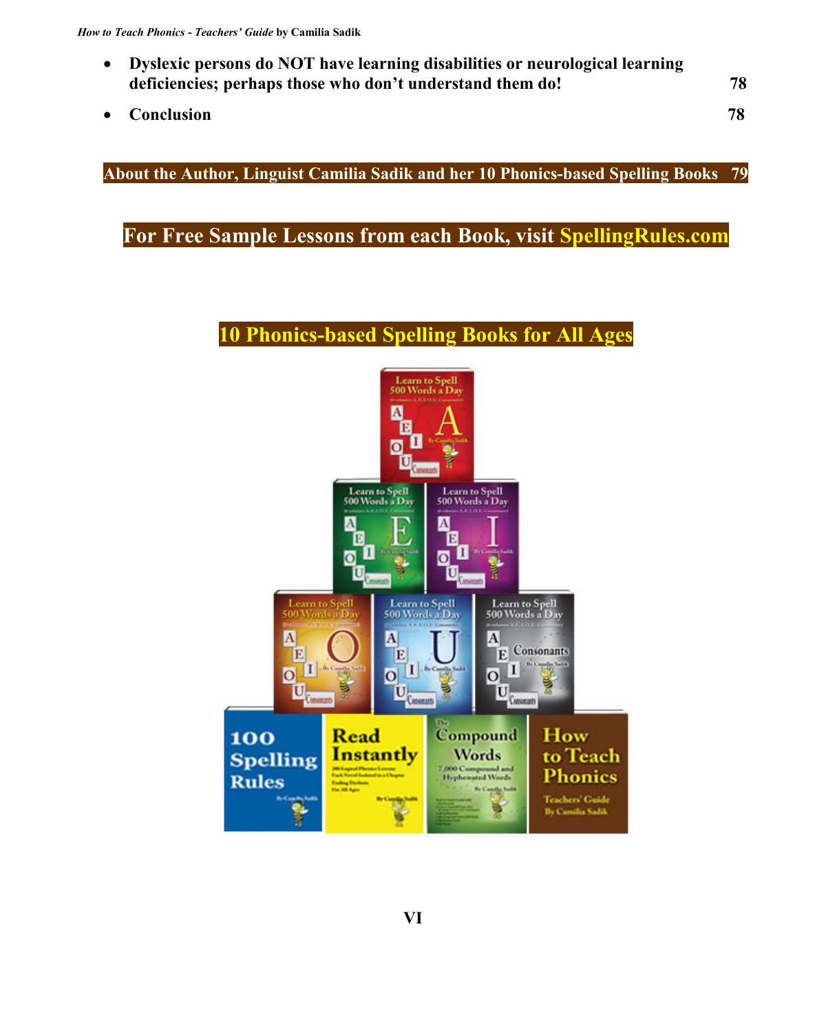- **Dyslexic persons do NOT have learning disabilities or neurological learning deficiencies; perhaps those who don't understand them do!** **78**
- **Conclusion** **78**

**About the Author, Linguist Camilia Sadik and her 10 Phonics-based Spelling Books 79**

## For Free Sample Lessons from each Book, visit SpellingRules.com

## 10 Phonics-based Spelling Books for All Ages